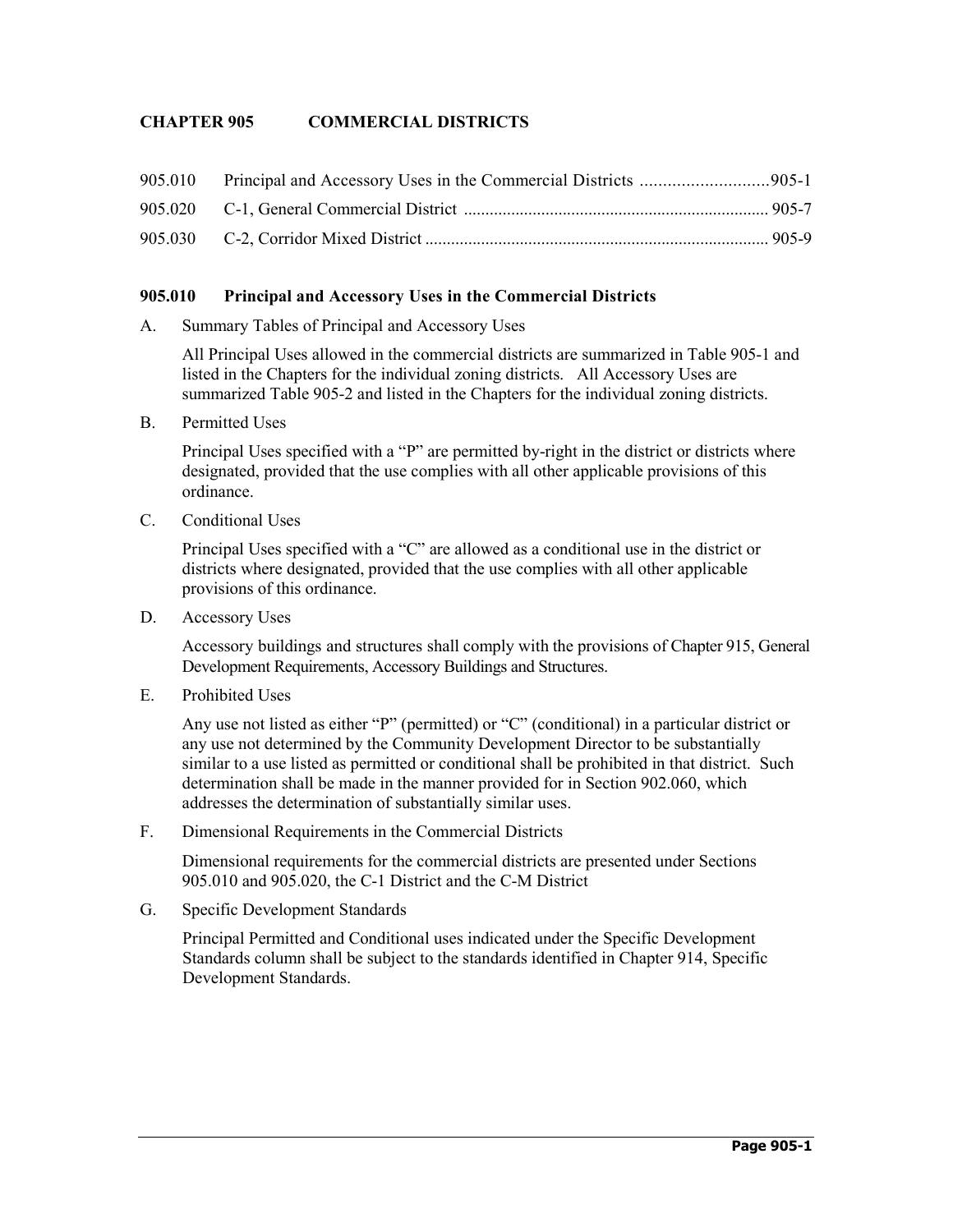# CHAPTER 905 COMMERCIAL DISTRICTS

| | | |
|---|---|---|
| 905.010 | Principal and Accessory Uses in the Commercial Districts | 905-1 |
| 905.020 | C-1, General Commercial District | 905-7 |
| 905.030 | C-2, Corridor Mixed District | 905-9 |

## 905.010 Principal and Accessory Uses in the Commercial Districts

A. Summary Tables of Principal and Accessory Uses

All Principal Uses allowed in the commercial districts are summarized in Table 905-1 and listed in the Chapters for the individual zoning districts. All Accessory Uses are summarized Table 905-2 and listed in the Chapters for the individual zoning districts.

B. Permitted Uses

Principal Uses specified with a "P" are permitted by-right in the district or districts where designated, provided that the use complies with all other applicable provisions of this ordinance.

C. Conditional Uses

Principal Uses specified with a "C" are allowed as a conditional use in the district or districts where designated, provided that the use complies with all other applicable provisions of this ordinance.

D. Accessory Uses

Accessory buildings and structures shall comply with the provisions of Chapter 915, General Development Requirements, Accessory Buildings and Structures.

E. Prohibited Uses

Any use not listed as either "P" (permitted) or "C" (conditional) in a particular district or any use not determined by the Community Development Director to be substantially similar to a use listed as permitted or conditional shall be prohibited in that district. Such determination shall be made in the manner provided for in Section 902.060, which addresses the determination of substantially similar uses.

F. Dimensional Requirements in the Commercial Districts

Dimensional requirements for the commercial districts are presented under Sections 905.010 and 905.020, the C-1 District and the C-M District

G. Specific Development Standards

Principal Permitted and Conditional uses indicated under the Specific Development Standards column shall be subject to the standards identified in Chapter 914, Specific Development Standards.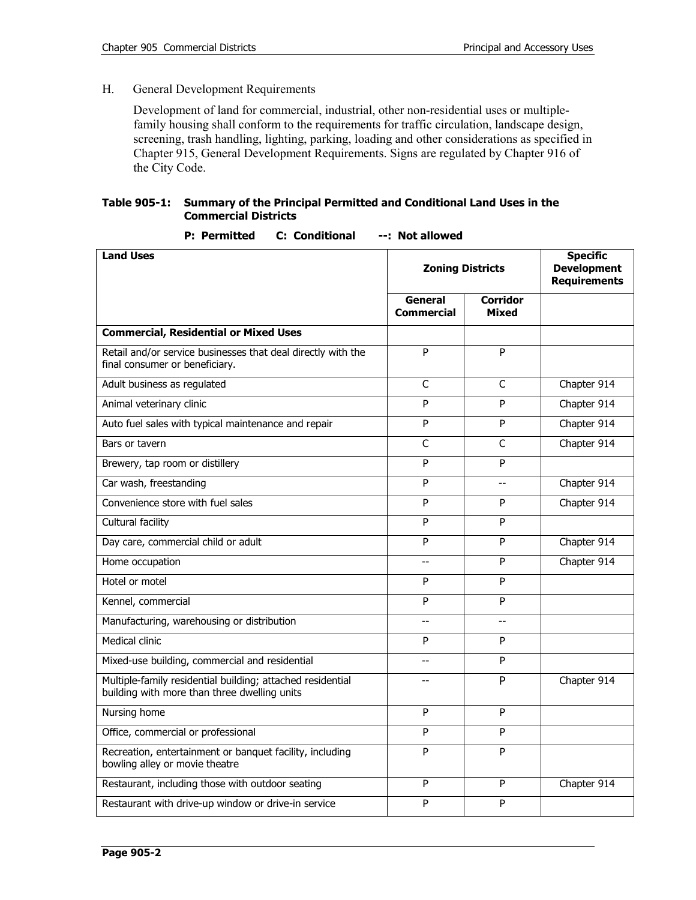H. General Development Requirements

Development of land for commercial, industrial, other non-residential uses or multiple-family housing shall conform to the requirements for traffic circulation, landscape design, screening, trash handling, lighting, parking, loading and other considerations as specified in Chapter 915, General Development Requirements. Signs are regulated by Chapter 916 of the City Code.

**Table 905-1: Summary of the Principal Permitted and Conditional Land Uses in the Commercial Districts**

**P: Permitted C: Conditional --: Not allowed**

| Land Uses | Zoning Districts | | Specific Development Requirements |
|---|---|---|---|
| | General Commercial | Corridor Mixed | |
| **Commercial, Residential or Mixed Uses** | | | |
| Retail and/or service businesses that deal directly with the final consumer or beneficiary. | P | P | |
| Adult business as regulated | C | C | Chapter 914 |
| Animal veterinary clinic | P | P | Chapter 914 |
| Auto fuel sales with typical maintenance and repair | P | P | Chapter 914 |
| Bars or tavern | C | C | Chapter 914 |
| Brewery, tap room or distillery | P | P | |
| Car wash, freestanding | P | -- | Chapter 914 |
| Convenience store with fuel sales | P | P | Chapter 914 |
| Cultural facility | P | P | |
| Day care, commercial child or adult | P | P | Chapter 914 |
| Home occupation | -- | P | Chapter 914 |
| Hotel or motel | P | P | |
| Kennel, commercial | P | P | |
| Manufacturing, warehousing or distribution | -- | -- | |
| Medical clinic | P | P | |
| Mixed-use building, commercial and residential | -- | P | |
| Multiple-family residential building; attached residential building with more than three dwelling units | -- | P | Chapter 914 |
| Nursing home | P | P | |
| Office, commercial or professional | P | P | |
| Recreation, entertainment or banquet facility, including bowling alley or movie theatre | P | P | |
| Restaurant, including those with outdoor seating | P | P | Chapter 914 |
| Restaurant with drive-up window or drive-in service | P | P | |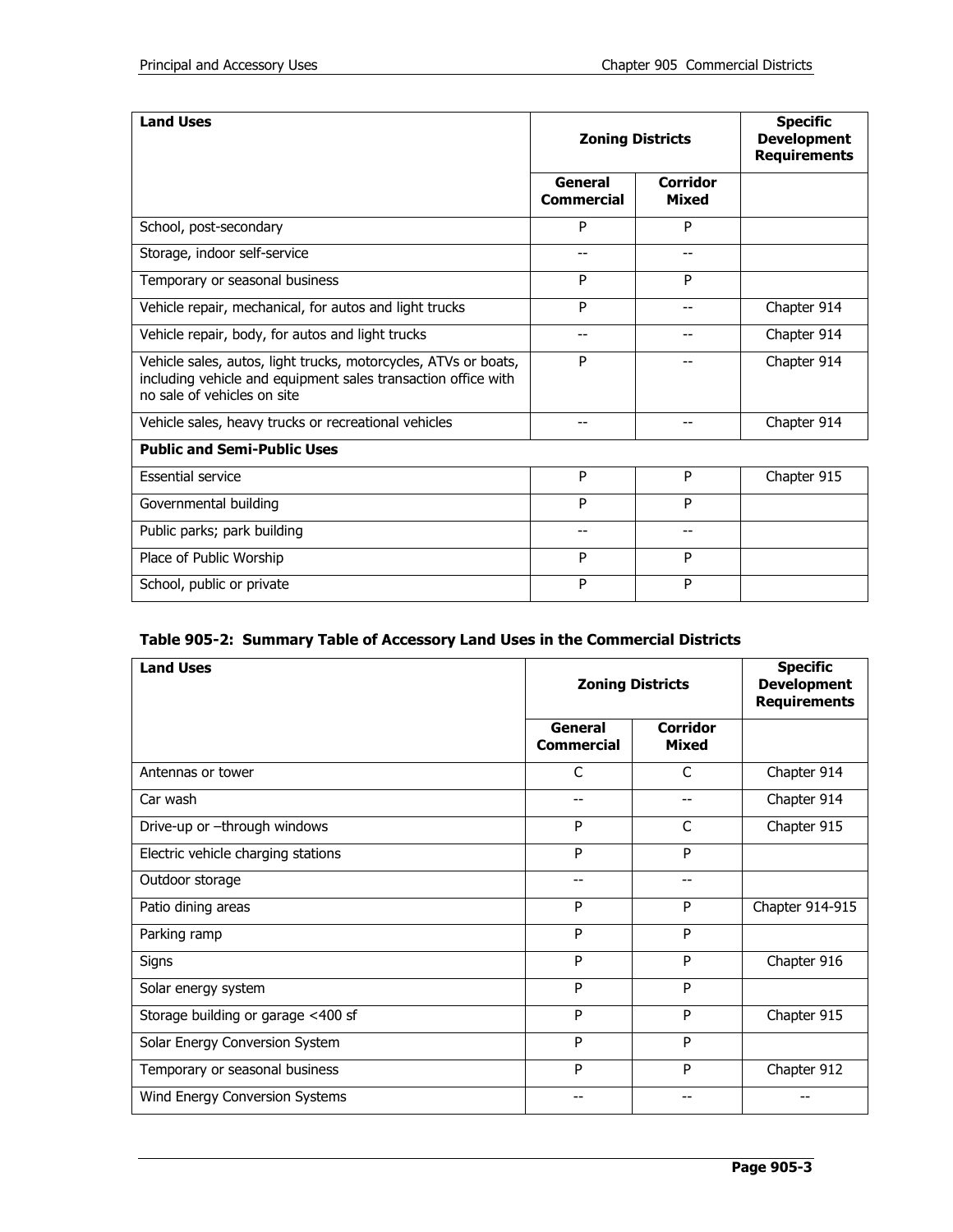| Land Uses | Zoning Districts | | Specific Development Requirements |
|---|---|---|---|
| | General Commercial | Corridor Mixed | |
| School, post-secondary | P | P | |
| Storage, indoor self-service | -- | -- | |
| Temporary or seasonal business | P | P | |
| Vehicle repair, mechanical, for autos and light trucks | P | -- | Chapter 914 |
| Vehicle repair, body, for autos and light trucks | -- | -- | Chapter 914 |
| Vehicle sales, autos, light trucks, motorcycles, ATVs or boats, including vehicle and equipment sales transaction office with no sale of vehicles on site | P | -- | Chapter 914 |
| Vehicle sales, heavy trucks or recreational vehicles | -- | -- | Chapter 914 |
| **Public and Semi-Public Uses** | | | |
| Essential service | P | P | Chapter 915 |
| Governmental building | P | P | |
| Public parks; park building | -- | -- | |
| Place of Public Worship | P | P | |
| School, public or private | P | P | |

**Table 905-2: Summary Table of Accessory Land Uses in the Commercial Districts**

| Land Uses | Zoning Districts | | Specific Development Requirements |
|---|---|---|---|
| | General Commercial | Corridor Mixed | |
| Antennas or tower | C | C | Chapter 914 |
| Car wash | -- | -- | Chapter 914 |
| Drive-up or –through windows | P | C | Chapter 915 |
| Electric vehicle charging stations | P | P | |
| Outdoor storage | -- | -- | |
| Patio dining areas | P | P | Chapter 914-915 |
| Parking ramp | P | P | |
| Signs | P | P | Chapter 916 |
| Solar energy system | P | P | |
| Storage building or garage <400 sf | P | P | Chapter 915 |
| Solar Energy Conversion System | P | P | |
| Temporary or seasonal business | P | P | Chapter 912 |
| Wind Energy Conversion Systems | -- | -- | -- |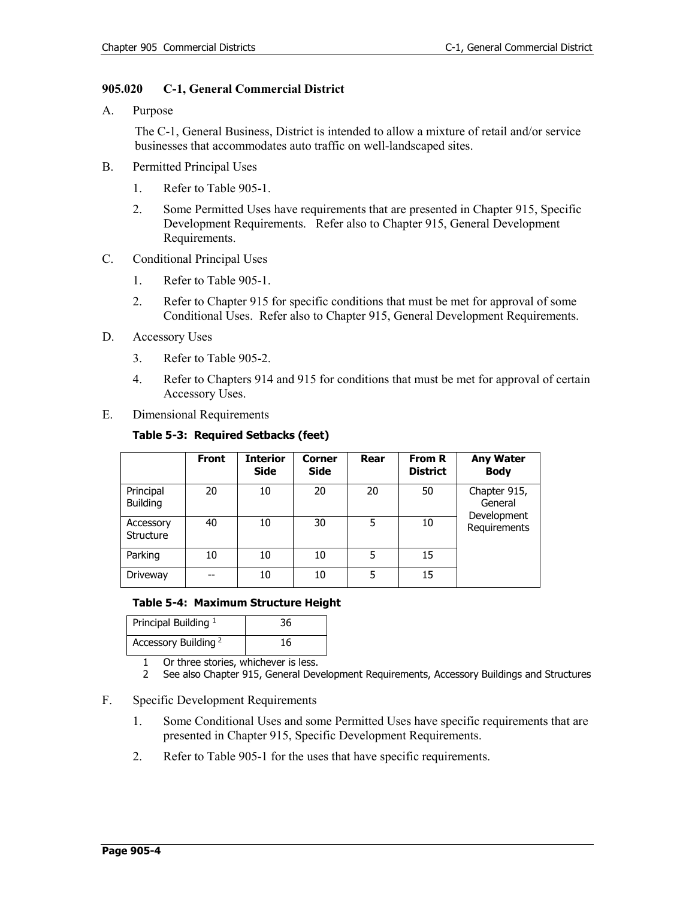## 905.020 C-1, General Commercial District

A. Purpose

The C-1, General Business, District is intended to allow a mixture of retail and/or service businesses that accommodates auto traffic on well-landscaped sites.

B. Permitted Principal Uses

1. Refer to Table 905-1.
2. Some Permitted Uses have requirements that are presented in Chapter 915, Specific Development Requirements. Refer also to Chapter 915, General Development Requirements.

C. Conditional Principal Uses

1. Refer to Table 905-1.
2. Refer to Chapter 915 for specific conditions that must be met for approval of some Conditional Uses. Refer also to Chapter 915, General Development Requirements.

D. Accessory Uses

3. Refer to Table 905-2.
4. Refer to Chapters 914 and 915 for conditions that must be met for approval of certain Accessory Uses.

E. Dimensional Requirements

**Table 5-3: Required Setbacks (feet)**

| | Front | Interior Side | Corner Side | Rear | From R District | Any Water Body |
|---|---|---|---|---|---|---|
| Principal Building | 20 | 10 | 20 | 20 | 50 | Chapter 915, General Development Requirements |
| Accessory Structure | 40 | 10 | 30 | 5 | 10 | |
| Parking | 10 | 10 | 10 | 5 | 15 | |
| Driveway | -- | 10 | 10 | 5 | 15 | |

**Table 5-4: Maximum Structure Height**

| | |
|---|---|
| Principal Building [1] | 36 |
| Accessory Building [2] | 16 |

1 Or three stories, whichever is less.
2 See also Chapter 915, General Development Requirements, Accessory Buildings and Structures

F. Specific Development Requirements

1. Some Conditional Uses and some Permitted Uses have specific requirements that are presented in Chapter 915, Specific Development Requirements.
2. Refer to Table 905-1 for the uses that have specific requirements.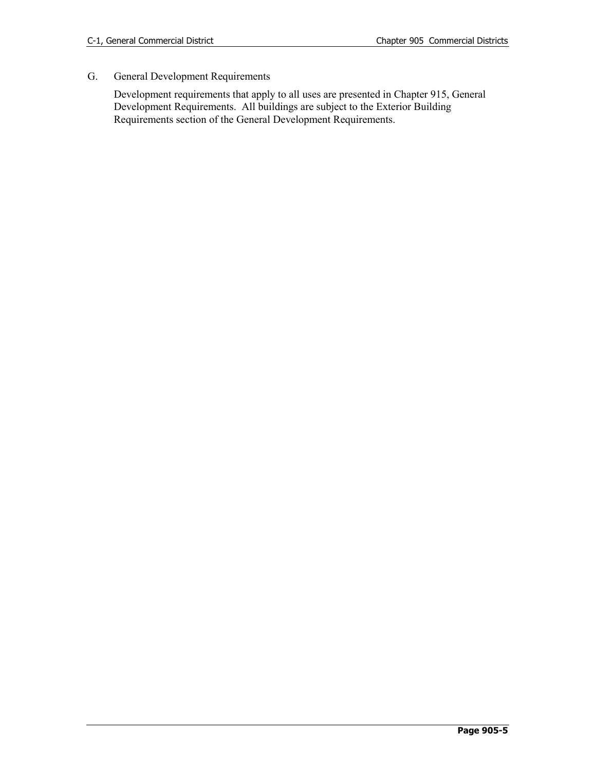G. General Development Requirements

Development requirements that apply to all uses are presented in Chapter 915, General Development Requirements. All buildings are subject to the Exterior Building Requirements section of the General Development Requirements.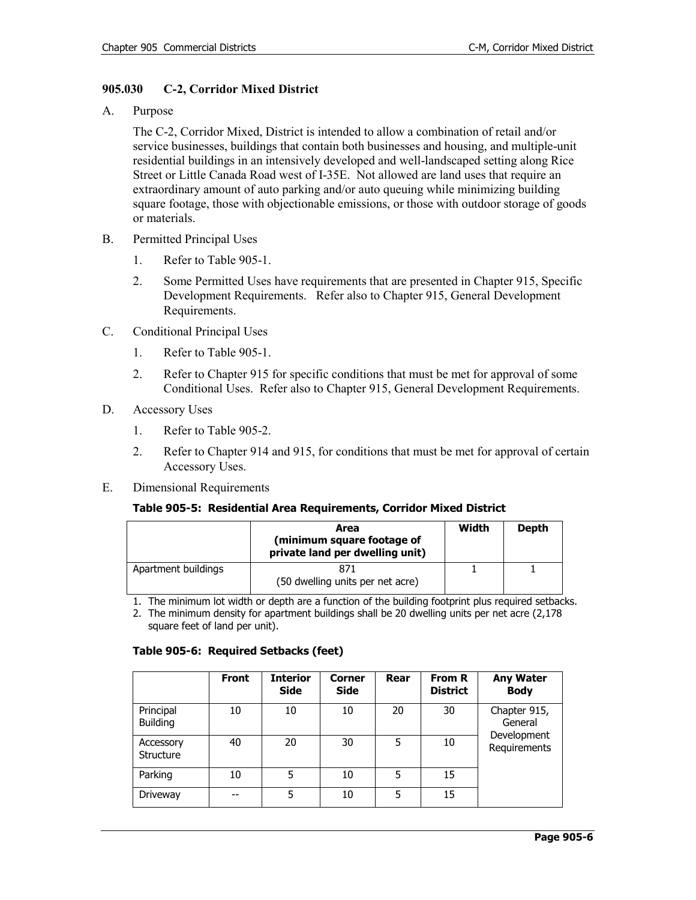### 905.030 C-2, Corridor Mixed District

A. Purpose

The C-2, Corridor Mixed, District is intended to allow a combination of retail and/or service businesses, buildings that contain both businesses and housing, and multiple-unit residential buildings in an intensively developed and well-landscaped setting along Rice Street or Little Canada Road west of I-35E. Not allowed are land uses that require an extraordinary amount of auto parking and/or auto queuing while minimizing building square footage, those with objectionable emissions, or those with outdoor storage of goods or materials.

B. Permitted Principal Uses

1. Refer to Table 905-1.
2. Some Permitted Uses have requirements that are presented in Chapter 915, Specific Development Requirements. Refer also to Chapter 915, General Development Requirements.

C. Conditional Principal Uses

1. Refer to Table 905-1.
2. Refer to Chapter 915 for specific conditions that must be met for approval of some Conditional Uses. Refer also to Chapter 915, General Development Requirements.

D. Accessory Uses

1. Refer to Table 905-2.
2. Refer to Chapter 914 and 915, for conditions that must be met for approval of certain Accessory Uses.

E. Dimensional Requirements

**Table 905-5: Residential Area Requirements, Corridor Mixed District**

| | Area (minimum square footage of private land per dwelling unit) | Width | Depth |
|---|---|---|---|
| Apartment buildings | 871 (50 dwelling units per net acre) | 1 | 1 |

1. The minimum lot width or depth are a function of the building footprint plus required setbacks.
2. The minimum density for apartment buildings shall be 20 dwelling units per net acre (2,178 square feet of land per unit).

**Table 905-6: Required Setbacks (feet)**

| | Front | Interior Side | Corner Side | Rear | From R District | Any Water Body |
|---|---|---|---|---|---|---|
| Principal Building | 10 | 10 | 10 | 20 | 30 | Chapter 915, General Development Requirements |
| Accessory Structure | 40 | 20 | 30 | 5 | 10 | |
| Parking | 10 | 5 | 10 | 5 | 15 | |
| Driveway | -- | 5 | 10 | 5 | 15 | |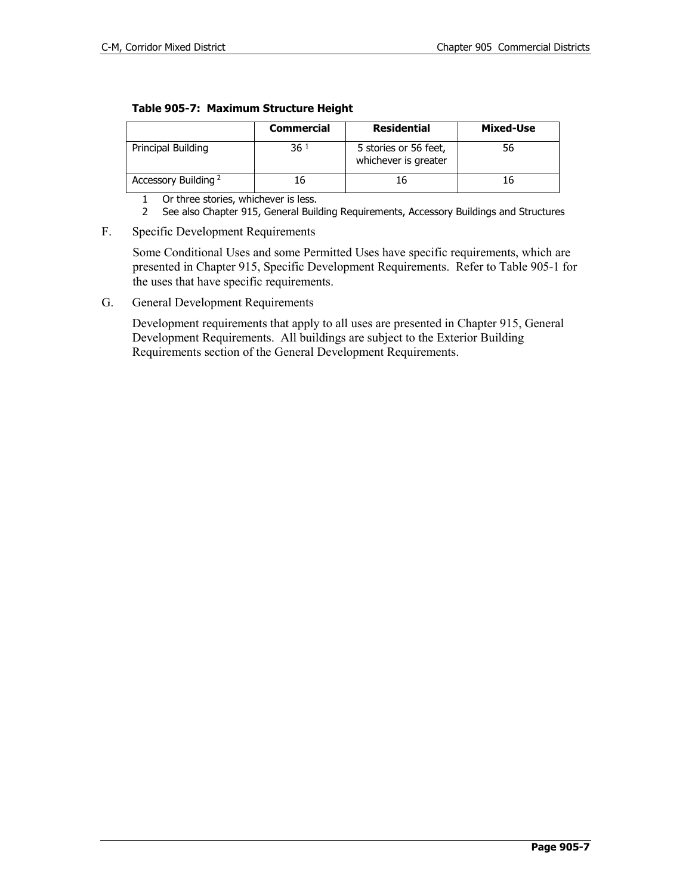**Table 905-7: Maximum Structure Height**

| | Commercial | Residential | Mixed-Use |
|---|---|---|---|
| Principal Building | 36 [1] | 5 stories or 56 feet, whichever is greater | 56 |
| Accessory Building [2] | 16 | 16 | 16 |

1 Or three stories, whichever is less.

2 See also Chapter 915, General Building Requirements, Accessory Buildings and Structures

F. Specific Development Requirements

Some Conditional Uses and some Permitted Uses have specific requirements, which are presented in Chapter 915, Specific Development Requirements. Refer to Table 905-1 for the uses that have specific requirements.

G. General Development Requirements

Development requirements that apply to all uses are presented in Chapter 915, General Development Requirements. All buildings are subject to the Exterior Building Requirements section of the General Development Requirements.